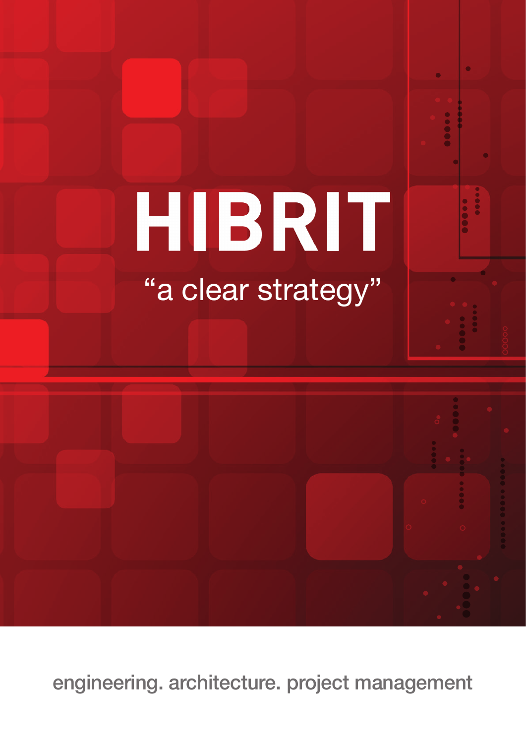# HIBRIT

"a clear strategy"

engineering. architecture. project management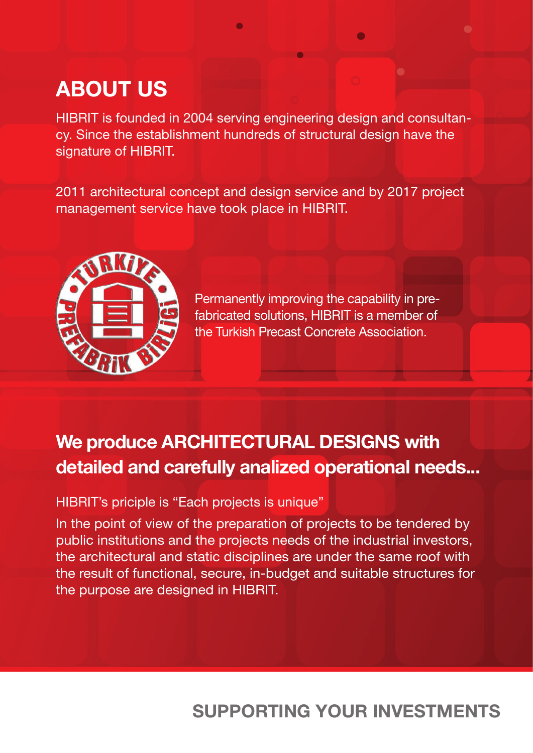# ABOUT US

HIBRIT is founded in 2004 serving engineering design and consultancy. Since the establishment hundreds of structural design have the signature of HIBRIT.

2011 architectural concept and design service and by 2017 project management service have took place in HIBRIT.

Permanently improving the capability in prefabricated solutions, HIBRIT is a member of the Turkish Precast Concrete Association.

## We produce ARCHITECTURAL DESIGNS with detailed and carefully analized operational needs...

HIBRIT's priciple is "Each projects is unique"

In the point of view of the preparation of projects to be tendered by public institutions and the projects needs of the industrial investors, the architectural and static disciplines are under the same roof with the result of functional, secure, in-budget and suitable structures for the purpose are designed in HIBRIT.

**SUPPORTING YOUR INVESTMENTS**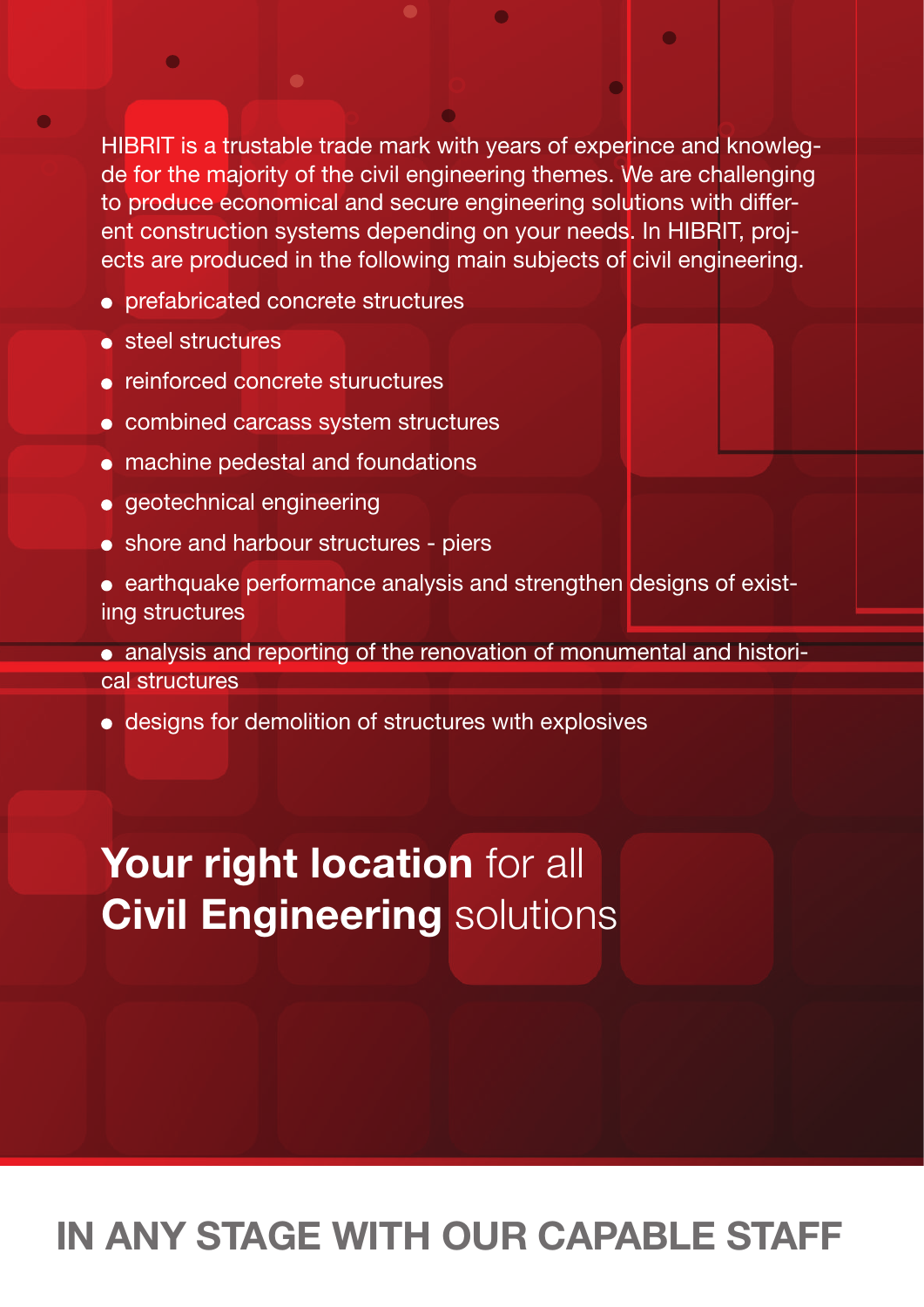HIBRIT is a trustable trade mark with years of experince and knowledge for the majority of the civil engineering themes. We are challenging to produce economical and secure engineering solutions with different construction systems depending on your needs. In HIBRIT, projects are produced in the following main subjects of civil engineering.

- prefabricated concrete structures
- steel structures
- reinforced concrete stuructures
- combined carcass system structures
- machine pedestal and foundations
- geotechnical engineering
- shore and harbour structures - piers
- earthquake performance analysis and strengthen designs of existiing structures
- analysis and reporting of the renovation of monumental and historical structures
- designs for demolition of structures with explosives

## **Your right location** for all **Civil Engineering** solutions

## IN ANY STAGE WITH OUR CAPABLE STAFF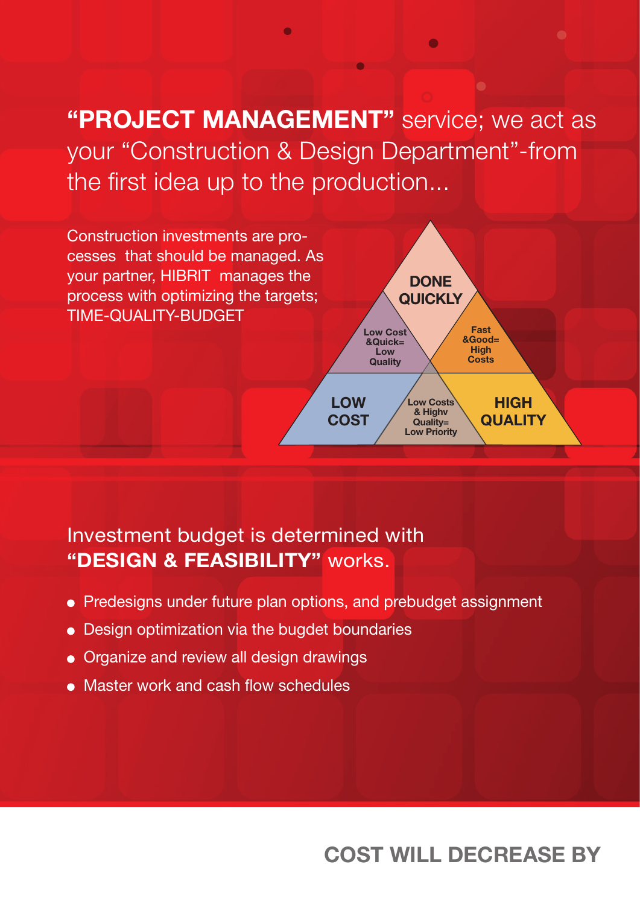**“PROJECT MANAGEMENT”** service; we act as your “Construction & Design Department”-from the first idea up to the production...

Construction investments are processes that should be managed. As your partner, HIBRIT manages the process with optimizing the targets; TIME-QUALITY-BUDGET

DONE QUICKLY

Low Cost &Quick= Low Quality

Fast &Good= High Costs

LOW COST

Low Costs & Highv Quality= Low Priority

HIGH QUALITY

Investment budget is determined with **“DESIGN & FEASIBILITY”** works.

- Predesigns under future plan options, and prebudget assignment
- Design optimization via the bugdet boundaries
- Organize and review all design drawings
- Master work and cash flow schedules

**COST WILL DECREASE BY**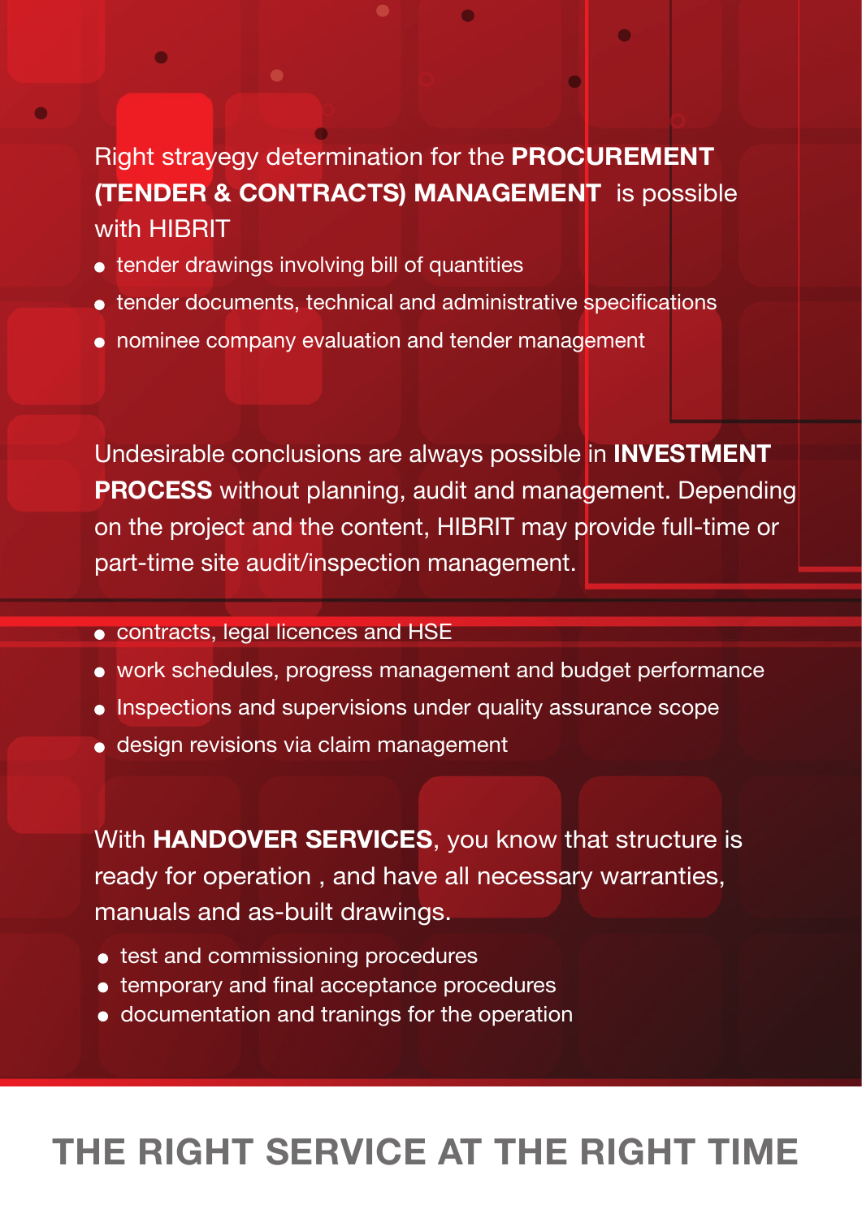Right strayegy determination for the **PROCUREMENT (TENDER & CONTRACTS) MANAGEMENT** is possible with HIBRIT

- tender drawings involving bill of quantities
- tender documents, technical and administrative specifications
- nominee company evaluation and tender management

Undesirable conclusions are always possible in **INVESTMENT PROCESS** without planning, audit and management. Depending on the project and the content, HIBRIT may provide full-time or part-time site audit/inspection management.

- contracts, legal licences and HSE
- work schedules, progress management and budget performance
- Inspections and supervisions under quality assurance scope
- design revisions via claim management

With **HANDOVER SERVICES**, you know that structure is ready for operation , and have all necessary warranties, manuals and as-built drawings.

- test and commissioning procedures
- temporary and final acceptance procedures
- documentation and tranings for the operation

# THE RIGHT SERVICE AT THE RIGHT TIME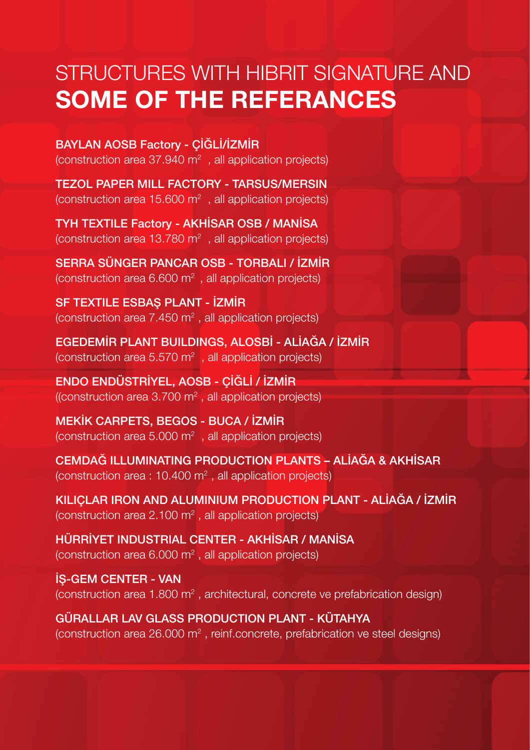# STRUCTURES WITH HIBRIT SIGNATURE AND **SOME OF THE REFERANCES**

**BAYLAN AOSB Factory - ÇİĞLİ/İZMİR**
(construction area 37.940 $m^2$ , all application projects)

**TEZOL PAPER MILL FACTORY - TARSUS/MERSIN**
(construction area 15.600 $m^2$ , all application projects)

**TYH TEXTILE Factory - AKHİSAR OSB / MANİSA**
(construction area 13.780 $m^2$ , all application projects)

**SERRA SÜNGER PANCAR OSB - TORBALI / İZMİR**
(construction area 6.600 $m^2$ , all application projects)

**SF TEXTILE ESBAŞ PLANT - İZMİR**
(construction area 7.450 $m^2$ , all application projects)

**EGEDEMİR PLANT BUILDINGS, ALOSBİ - ALİAĞA / İZMİR**
(construction area 5.570 $m^2$ , all application projects)

**ENDO ENDÜSTRİYEL, AOSB - ÇİĞLİ / İZMİR**
((construction area 3.700 $m^2$ , all application projects)

**MEKİK CARPETS, BEGOS - BUCA / İZMİR**
(construction area 5.000 $m^2$ , all application projects)

**CEMDAĞ ILLUMINATING PRODUCTION PLANTS – ALİAĞA & AKHİSAR**
(construction area : 10.400 $m^2$ , all application projects)

**KILIÇLAR IRON AND ALUMINIUM PRODUCTION PLANT - ALİAĞA / İZMİR**
(construction area 2.100 $m^2$ , all application projects)

**HÜRRİYET INDUSTRIAL CENTER - AKHİSAR / MANİSA**
(construction area 6.000 $m^2$ , all application projects)

**İŞ-GEM CENTER - VAN**
(construction area 1.800 $m^2$ , architectural, concrete ve prefabrication design)

**GÜRALLAR LAV GLASS PRODUCTION PLANT - KÜTAHYA**
(construction area 26.000 $m^2$ , reinf.concrete, prefabrication ve steel designs)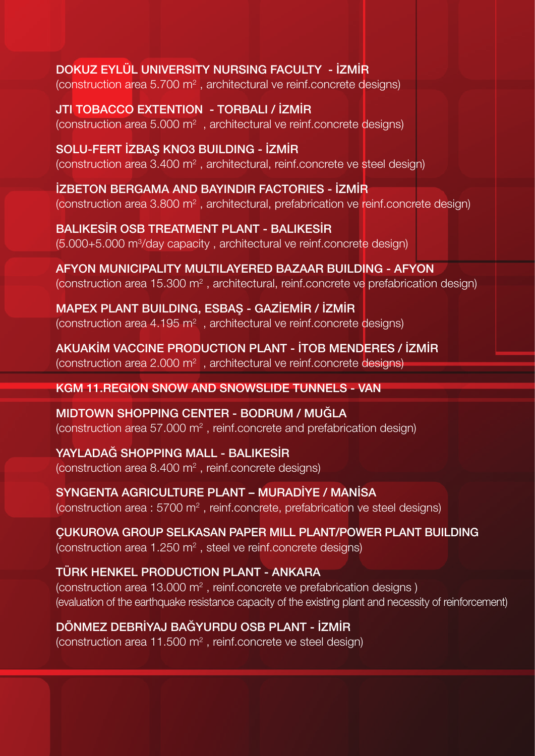**DOKUZ EYLÜL UNIVERSITY NURSING FACULTY - İZMİR**
(construction area 5.700 $m^2$ , architectural ve reinf.concrete designs)

**JTI TOBACCO EXTENTION - TORBALI / İZMİR**
(construction area 5.000 $m^2$ , architectural ve reinf.concrete designs)

**SOLU-FERT İZBAŞ KNO3 BUILDING - İZMİR**
(construction area 3.400 $m^2$ , architectural, reinf.concrete ve steel design)

**İZBETON BERGAMA AND BAYINDIR FACTORIES - İZMİR**
(construction area 3.800 $m^2$ , architectural, prefabrication ve reinf.concrete design)

**BALIKESİR OSB TREATMENT PLANT - BALIKESİR**
(5.000+5.000 $m^3$/day capacity , architectural ve reinf.concrete design)

**AFYON MUNICIPALITY MULTILAYERED BAZAAR BUILDING - AFYON**
(construction area 15.300 $m^2$ , architectural, reinf.concrete ve prefabrication design)

**MAPEX PLANT BUILDING, ESBAŞ - GAZİEMİR / İZMİR**
(construction area 4.195 $m^2$ , architectural ve reinf.concrete designs)

**AKUAKİM VACCINE PRODUCTION PLANT - İTOB MENDERES / İZMİR**
(construction area 2.000 $m^2$ , architectural ve reinf.concrete designs)

**KGM 11.REGION SNOW AND SNOWSLIDE TUNNELS - VAN**

**MIDTOWN SHOPPING CENTER - BODRUM / MUĞLA**
(construction area 57.000 $m^2$ , reinf.concrete and prefabrication design)

**YAYLADAĞ SHOPPING MALL - BALIKESİR**
(construction area 8.400 $m^2$ , reinf.concrete designs)

**SYNGENTA AGRICULTURE PLANT – MURADİYE / MANİSA**
(construction area : 5700 $m^2$ , reinf.concrete, prefabrication ve steel designs)

**ÇUKUROVA GROUP SELKASAN PAPER MILL PLANT/POWER PLANT BUILDING**
(construction area 1.250 $m^2$ , steel ve reinf.concrete designs)

**TÜRK HENKEL PRODUCTION PLANT - ANKARA**
(construction area 13.000 $m^2$ , reinf.concrete ve prefabrication designs )
(evaluation of the earthquake resistance capacity of the existing plant and necessity of reinforcement)

**DÖNMEZ DEBRİYAJ BAĞYURDU OSB PLANT - İZMİR**
(construction area 11.500 $m^2$ , reinf.concrete ve steel design)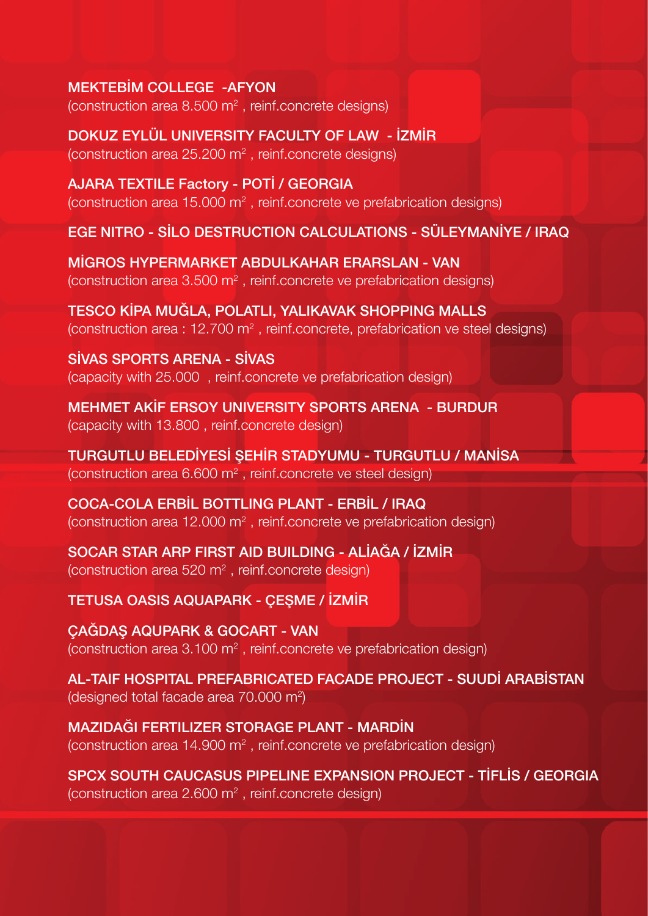**MEKTEBİM COLLEGE -AFYON**
(construction area 8.500 $m^2$ , reinf.concrete designs)

**DOKUZ EYLÜL UNIVERSITY FACULTY OF LAW - İZMİR**
(construction area 25.200 $m^2$ , reinf.concrete designs)

**AJARA TEXTILE Factory - POTİ / GEORGIA**
(construction area 15.000 $m^2$ , reinf.concrete ve prefabrication designs)

**EGE NITRO - SİLO DESTRUCTION CALCULATIONS - SÜLEYMANİYE / IRAQ**

**MİGROS HYPERMARKET ABDULKAHAR ERARSLAN - VAN**
(construction area 3.500 $m^2$ , reinf.concrete ve prefabrication designs)

**TESCO KİPA MUĞLA, POLATLI, YALIKAVAK SHOPPING MALLS**
(construction area : 12.700 $m^2$ , reinf.concrete, prefabrication ve steel designs)

**SİVAS SPORTS ARENA - SİVAS**
(capacity with 25.000 , reinf.concrete ve prefabrication design)

**MEHMET AKİF ERSOY UNIVERSITY SPORTS ARENA - BURDUR**
(capacity with 13.800 , reinf.concrete design)

**TURGUTLU BELEDİYESİ ŞEHİR STADYUMU - TURGUTLU / MANİSA**
(construction area 6.600 $m^2$ , reinf.concrete ve steel design)

**COCA-COLA ERBİL BOTTLING PLANT - ERBİL / IRAQ**
(construction area 12.000 $m^2$ , reinf.concrete ve prefabrication design)

**SOCAR STAR ARP FIRST AID BUILDING - ALİAĞA / İZMİR**
(construction area 520 $m^2$ , reinf.concrete design)

**TETUSA OASIS AQUAPARK - ÇEŞME / İZMİR**

**ÇAĞDAŞ AQUPARK & GOCART - VAN**
(construction area 3.100 $m^2$ , reinf.concrete ve prefabrication design)

**AL-TAIF HOSPITAL PREFABRICATED FACADE PROJECT - SUUDİ ARABİSTAN**
(designed total facade area 70.000 $m^2$)

**MAZIDAĞI FERTILIZER STORAGE PLANT - MARDİN**
(construction area 14.900 $m^2$ , reinf.concrete ve prefabrication design)

**SPCX SOUTH CAUCASUS PIPELINE EXPANSION PROJECT - TİFLİS / GEORGIA**
(construction area 2.600 $m^2$ , reinf.concrete design)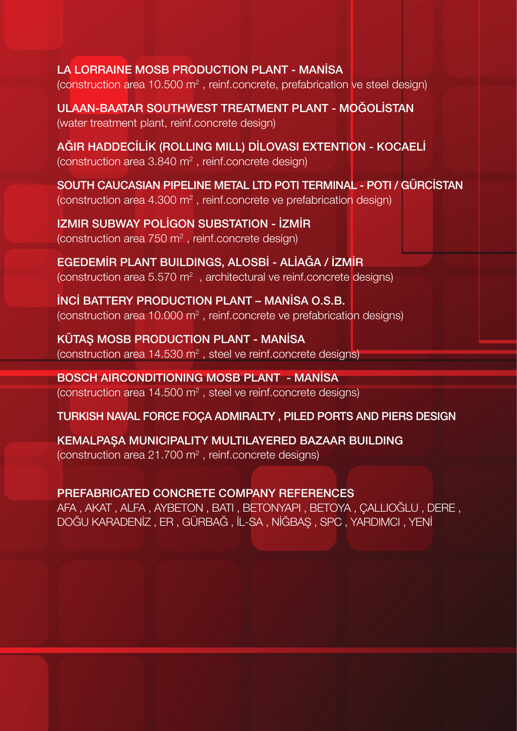**LA LORRAINE MOSB PRODUCTION PLANT - MANİSA**
(construction area 10.500 $m^2$ , reinf.concrete, prefabrication ve steel design)

**ULAAN-BAATAR SOUTHWEST TREATMENT PLANT - MOĞOLİSTAN**
(water treatment plant, reinf.concrete design)

**AĞIR HADDECİLİK (ROLLING MILL) DİLOVASI EXTENTION - KOCAELİ**
(construction area 3.840 $m^2$ , reinf.concrete design)

**SOUTH CAUCASIAN PIPELINE METAL LTD POTI TERMINAL - POTI / GÜRCİSTAN**
(construction area 4.300 $m^2$ , reinf.concrete ve prefabrication design)

**IZMIR SUBWAY POLİGON SUBSTATION - İZMİR**
(construction area 750 $m^2$ , reinf.concrete design)

**EGEDEMİR PLANT BUILDINGS, ALOSBİ - ALİAĞA / İZMİR**
(construction area 5.570 $m^2$ , architectural ve reinf.concrete designs)

**İNCİ BATTERY PRODUCTION PLANT – MANİSA O.S.B.**
(construction area 10.000 $m^2$ , reinf.concrete ve prefabrication designs)

**KÜTAŞ MOSB PRODUCTION PLANT - MANİSA**
(construction area 14.530 $m^2$ , steel ve reinf.concrete designs)

**BOSCH AIRCONDITIONING MOSB PLANT - MANİSA**
(construction area 14.500 $m^2$ , steel ve reinf.concrete designs)

**TURKISH NAVAL FORCE FOÇA ADMIRALTY , PILED PORTS AND PIERS DESIGN**

**KEMALPAŞA MUNICIPALITY MULTILAYERED BAZAAR BUILDING**
(construction area 21.700 $m^2$ , reinf.concrete designs)

**PREFABRICATED CONCRETE COMPANY REFERENCES**
AFA , AKAT , ALFA , AYBETON , BATI , BETONYAPI , BETOYA , ÇALLIOĞLU , DERE , DOĞU KARADENİZ , ER , GÜRBAĞ , İL-SA , NİĞBAŞ , SPC , YARDIMCI , YENİ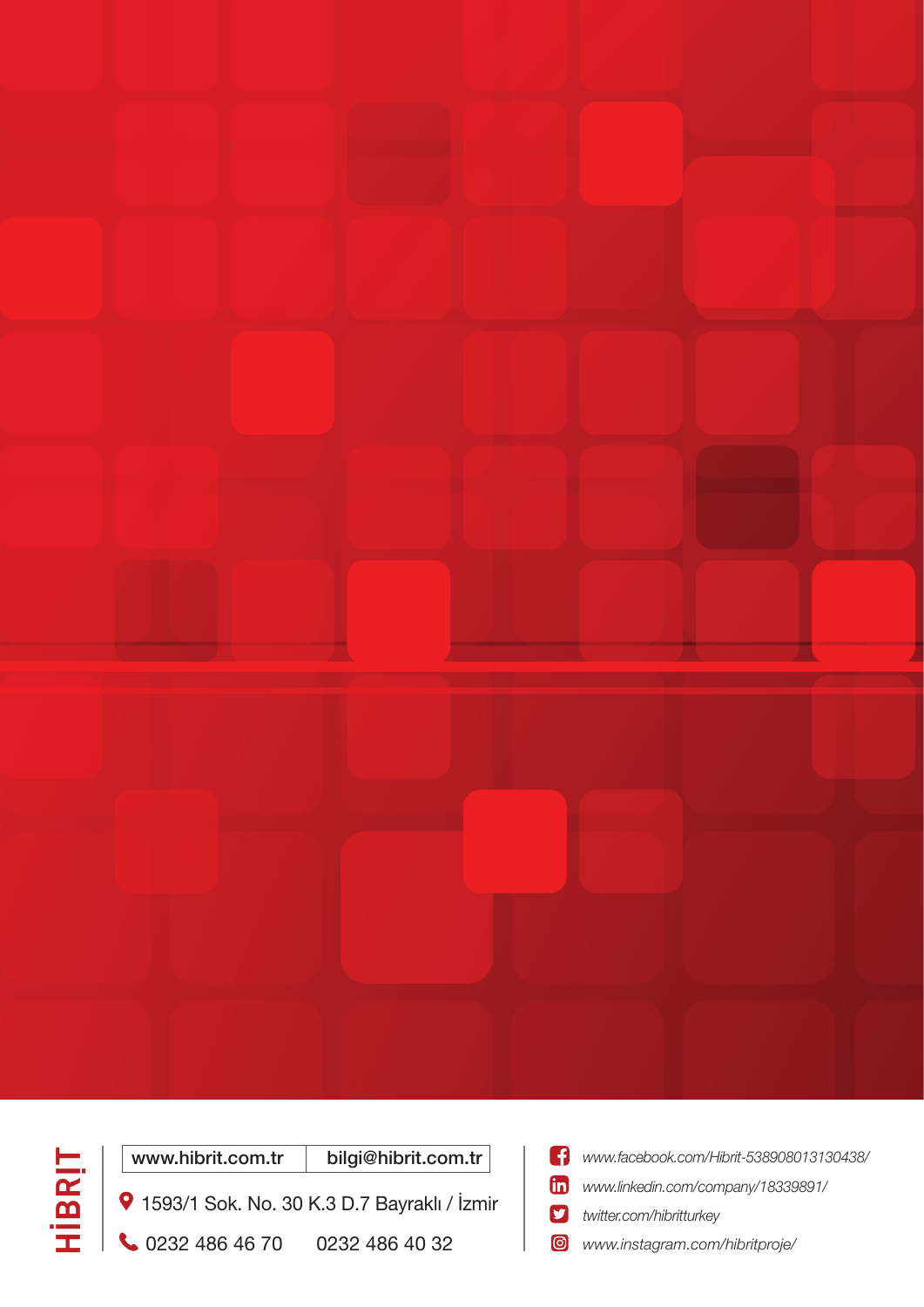HİBRİT

www.hibrit.com.tr | bilgi@hibrit.com.tr

1593/1 Sok. No. 30 K.3 D.7 Bayraklı / İzmir

0232 486 46 70    0232 486 40 32

*www.facebook.com/Hibrit-538908013130438/*

*www.linkedin.com/company/18339891/*

*twitter.com/hibritturkey*

*www.instagram.com/hibritproje/*